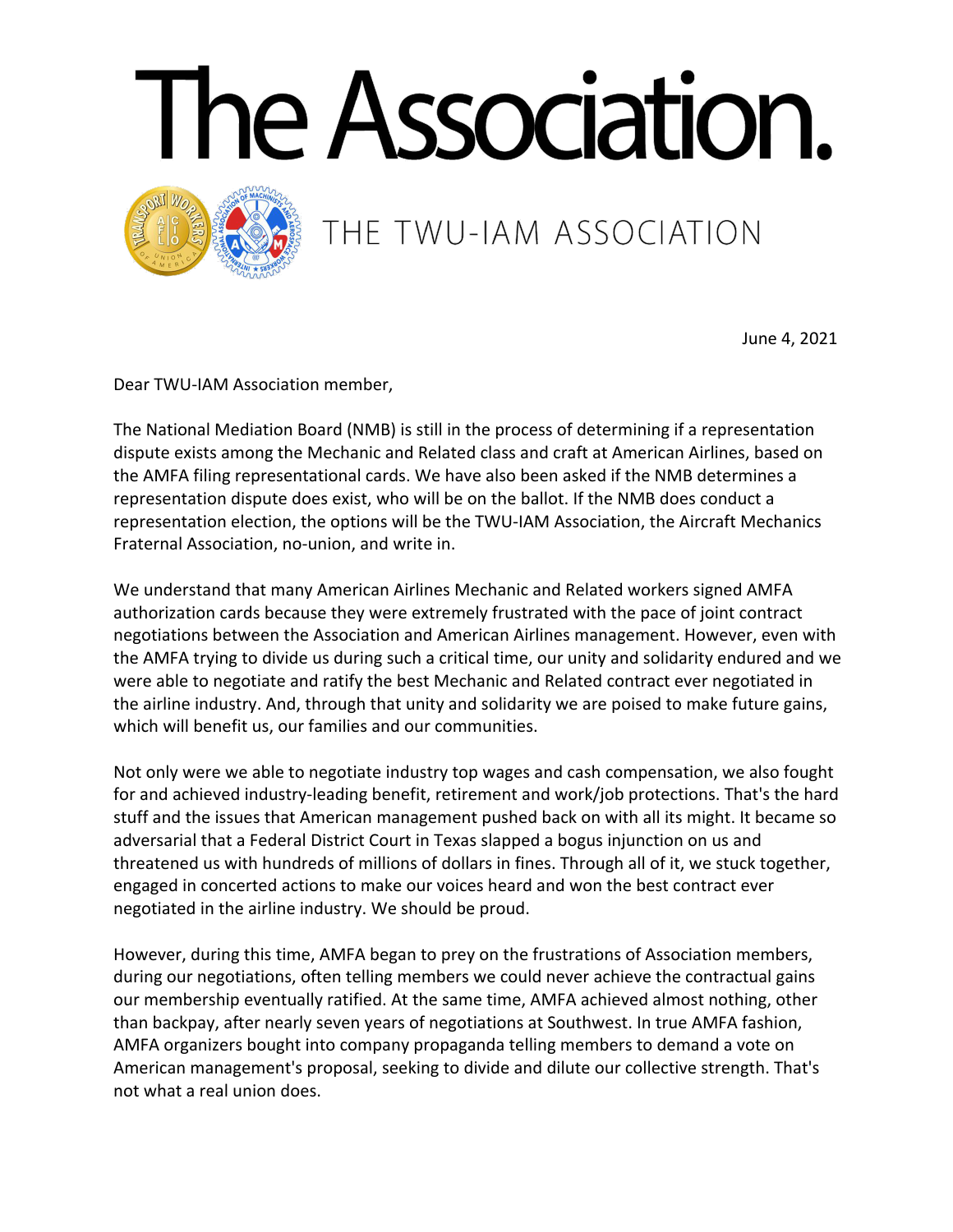# The Association.

## THE TWU-IAM ASSOCIATION

June 4, 2021

Dear TWU-IAM Association member,

The National Mediation Board (NMB) is still in the process of determining if a representation dispute exists among the Mechanic and Related class and craft at American Airlines, based on the AMFA filing representational cards. We have also been asked if the NMB determines a representation dispute does exist, who will be on the ballot. If the NMB does conduct a representation election, the options will be the TWU-IAM Association, the Aircraft Mechanics Fraternal Association, no-union, and write in.

We understand that many American Airlines Mechanic and Related workers signed AMFA authorization cards because they were extremely frustrated with the pace of joint contract negotiations between the Association and American Airlines management. However, even with the AMFA trying to divide us during such a critical time, our unity and solidarity endured and we were able to negotiate and ratify the best Mechanic and Related contract ever negotiated in the airline industry. And, through that unity and solidarity we are poised to make future gains, which will benefit us, our families and our communities.

Not only were we able to negotiate industry top wages and cash compensation, we also fought for and achieved industry-leading benefit, retirement and work/job protections. That's the hard stuff and the issues that American management pushed back on with all its might. It became so adversarial that a Federal District Court in Texas slapped a bogus injunction on us and threatened us with hundreds of millions of dollars in fines. Through all of it, we stuck together, engaged in concerted actions to make our voices heard and won the best contract ever negotiated in the airline industry. We should be proud.

However, during this time, AMFA began to prey on the frustrations of Association members, during our negotiations, often telling members we could never achieve the contractual gains our membership eventually ratified. At the same time, AMFA achieved almost nothing, other than backpay, after nearly seven years of negotiations at Southwest. In true AMFA fashion, AMFA organizers bought into company propaganda telling members to demand a vote on American management's proposal, seeking to divide and dilute our collective strength. That's not what a real union does.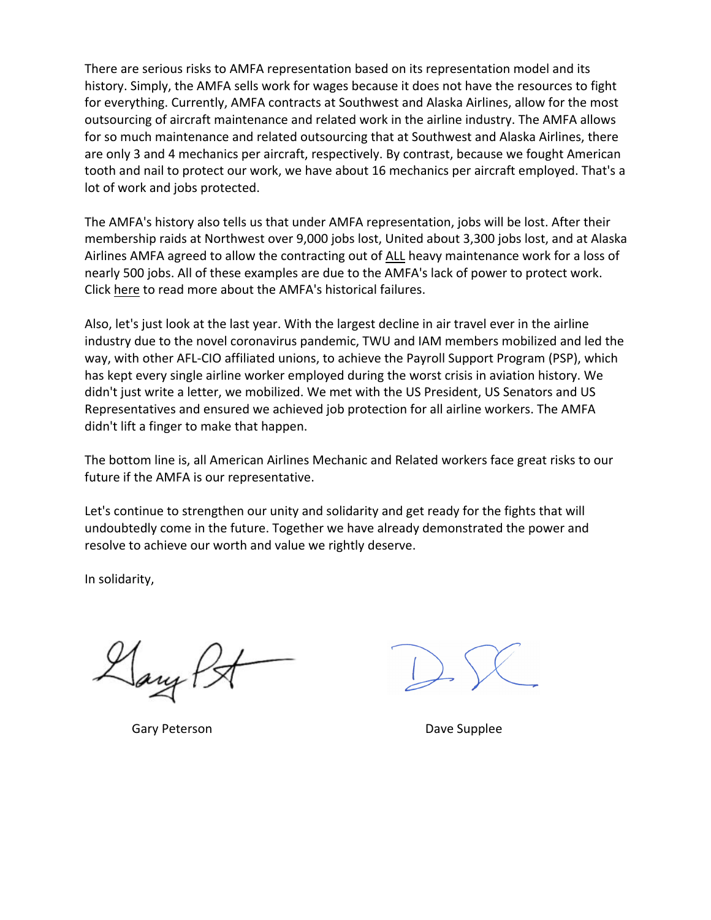There are serious risks to AMFA representation based on its representation model and its history. Simply, the AMFA sells work for wages because it does not have the resources to fight for everything. Currently, AMFA contracts at Southwest and Alaska Airlines, allow for the most outsourcing of aircraft maintenance and related work in the airline industry. The AMFA allows for so much maintenance and related outsourcing that at Southwest and Alaska Airlines, there are only 3 and 4 mechanics per aircraft, respectively. By contrast, because we fought American tooth and nail to protect our work, we have about 16 mechanics per aircraft employed. That's a lot of work and jobs protected.

The AMFA's history also tells us that under AMFA representation, jobs will be lost. After their membership raids at Northwest over 9,000 jobs lost, United about 3,300 jobs lost, and at Alaska Airlines AMFA agreed to allow the contracting out of ALL heavy maintenance work for a loss of nearly 500 jobs. All of these examples are due to the AMFA's lack of power to protect work. Click here to read more about the AMFA's historical failures.

Also, let's just look at the last year. With the largest decline in air travel ever in the airline industry due to the novel coronavirus pandemic, TWU and IAM members mobilized and led the way, with other AFL-CIO affiliated unions, to achieve the Payroll Support Program (PSP), which has kept every single airline worker employed during the worst crisis in aviation history. We didn't just write a letter, we mobilized. We met with the US President, US Senators and US Representatives and ensured we achieved job protection for all airline workers. The AMFA didn't lift a finger to make that happen.

The bottom line is, all American Airlines Mechanic and Related workers face great risks to our future if the AMFA is our representative.

Let's continue to strengthen our unity and solidarity and get ready for the fights that will undoubtedly come in the future. Together we have already demonstrated the power and resolve to achieve our worth and value we rightly deserve.

In solidarity,

Gary Peterson

Dave Supplee